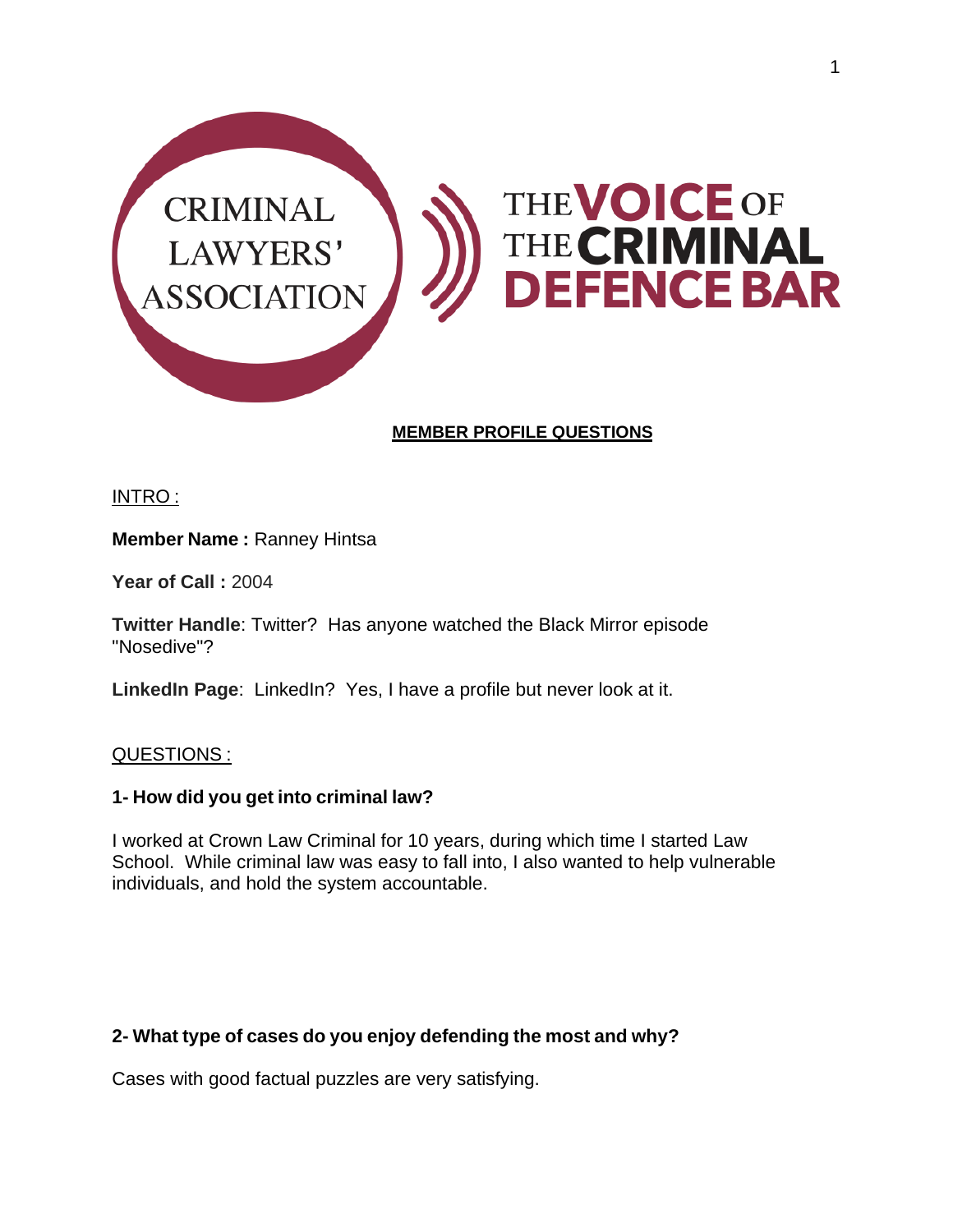CRIMINAL LAWYERS' ASSOCIATION

THE VOICE OF THE CRIMINAL DEFENCE BAR

## MEMBER PROFILE QUESTIONS

INTRO :

**Member Name :** Ranney Hintsa

**Year of Call :** 2004

**Twitter Handle**: Twitter? Has anyone watched the Black Mirror episode "Nosedive"?

**LinkedIn Page**: LinkedIn? Yes, I have a profile but never look at it.

QUESTIONS :

### 1- How did you get into criminal law?

I worked at Crown Law Criminal for 10 years, during which time I started Law School. While criminal law was easy to fall into, I also wanted to help vulnerable individuals, and hold the system accountable.

### 2- What type of cases do you enjoy defending the most and why?

Cases with good factual puzzles are very satisfying.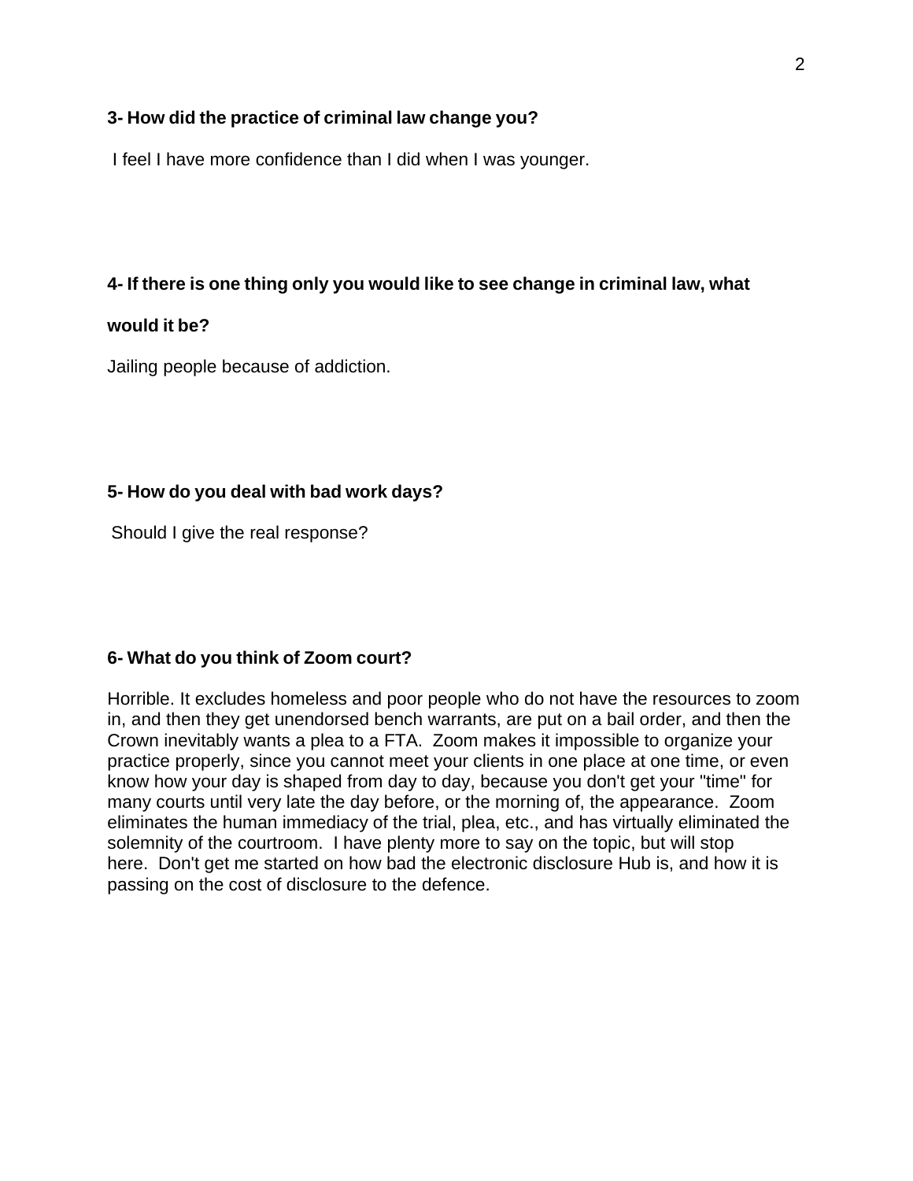**3- How did the practice of criminal law change you?**

I feel I have more confidence than I did when I was younger.

**4- If there is one thing only you would like to see change in criminal law, what would it be?**

Jailing people because of addiction.

**5- How do you deal with bad work days?**

Should I give the real response?

**6- What do you think of Zoom court?**

Horrible. It excludes homeless and poor people who do not have the resources to zoom in, and then they get unendorsed bench warrants, are put on a bail order, and then the Crown inevitably wants a plea to a FTA. Zoom makes it impossible to organize your practice properly, since you cannot meet your clients in one place at one time, or even know how your day is shaped from day to day, because you don't get your "time" for many courts until very late the day before, or the morning of, the appearance. Zoom eliminates the human immediacy of the trial, plea, etc., and has virtually eliminated the solemnity of the courtroom. I have plenty more to say on the topic, but will stop here. Don't get me started on how bad the electronic disclosure Hub is, and how it is passing on the cost of disclosure to the defence.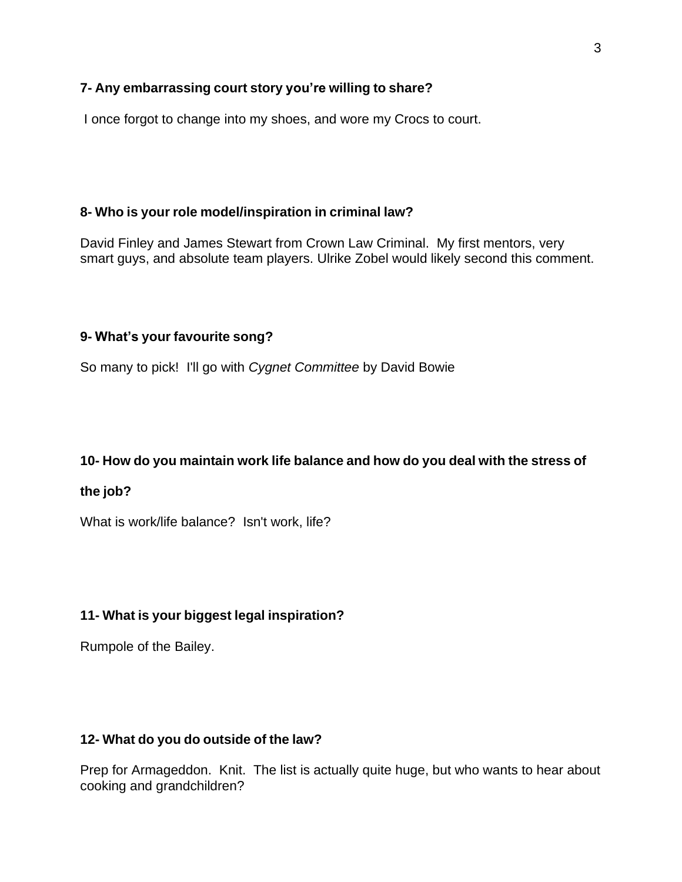**7- Any embarrassing court story you're willing to share?**

I once forgot to change into my shoes, and wore my Crocs to court.

**8- Who is your role model/inspiration in criminal law?**

David Finley and James Stewart from Crown Law Criminal. My first mentors, very smart guys, and absolute team players. Ulrike Zobel would likely second this comment.

**9- What's your favourite song?**

So many to pick! I'll go with *Cygnet Committee* by David Bowie

**10- How do you maintain work life balance and how do you deal with the stress of the job?**

What is work/life balance? Isn't work, life?

**11- What is your biggest legal inspiration?**

Rumpole of the Bailey.

**12- What do you do outside of the law?**

Prep for Armageddon. Knit. The list is actually quite huge, but who wants to hear about cooking and grandchildren?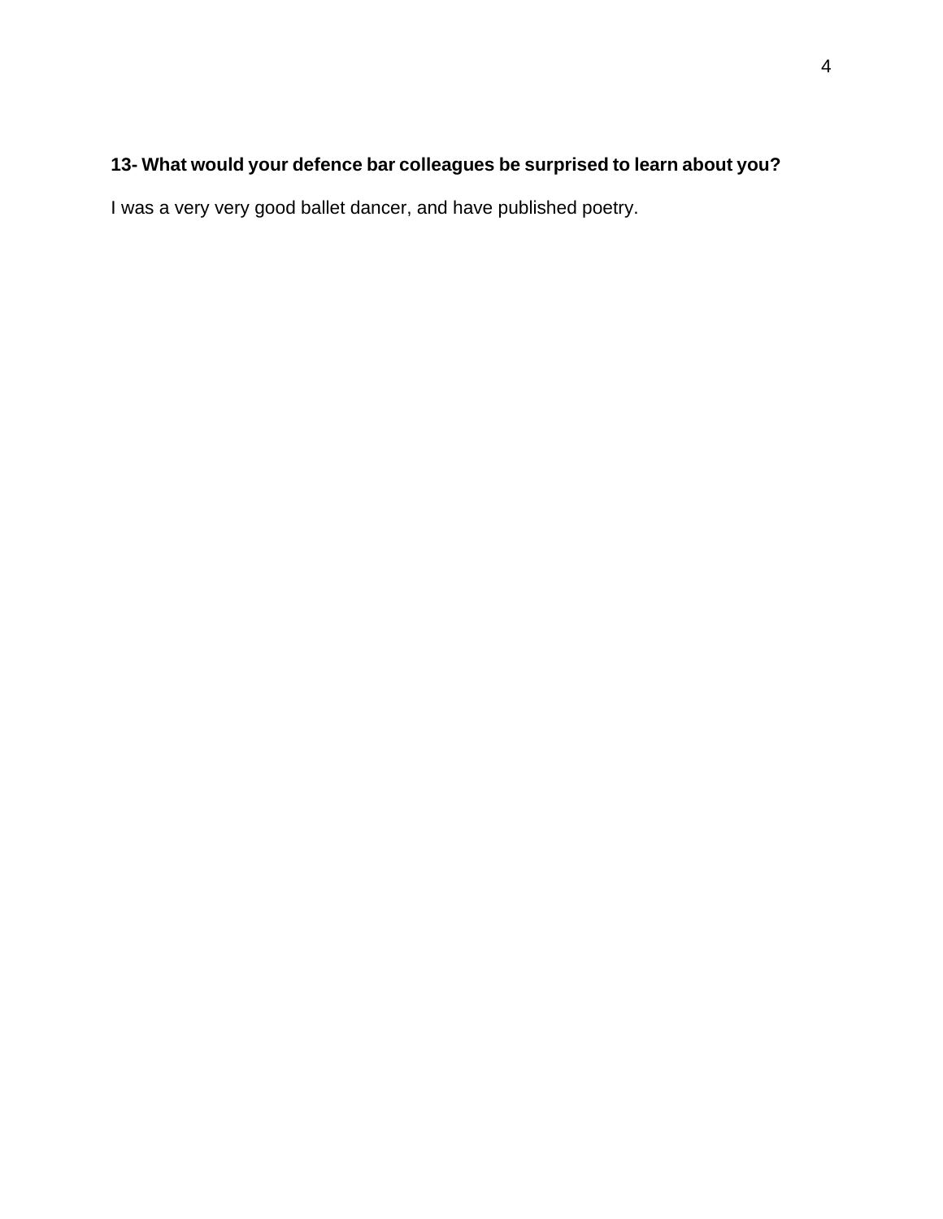**13- What would your defence bar colleagues be surprised to learn about you?**

I was a very very good ballet dancer, and have published poetry.